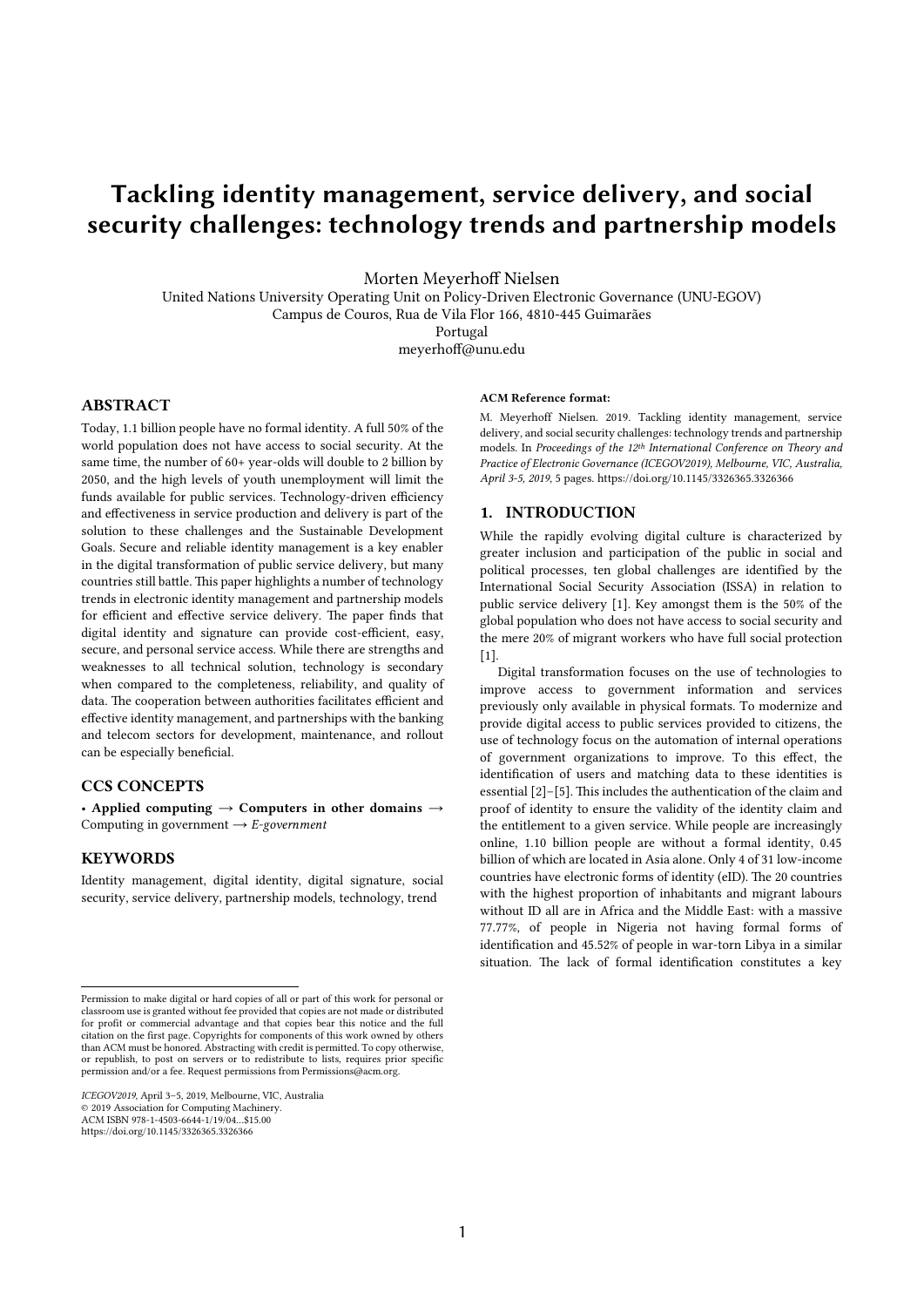# Tackling identity management, service delivery, and social security challenges: technology trends and partnership models

Morten Meyerhoff Nielsen
United Nations University Operating Unit on Policy-Driven Electronic Governance (UNU-EGOV)
Campus de Couros, Rua de Vila Flor 166, 4810-445 Guimarães
Portugal
meyerhoff@unu.edu

## ABSTRACT

Today, 1.1 billion people have no formal identity. A full 50% of the world population does not have access to social security. At the same time, the number of 60+ year-olds will double to 2 billion by 2050, and the high levels of youth unemployment will limit the funds available for public services. Technology-driven efficiency and effectiveness in service production and delivery is part of the solution to these challenges and the Sustainable Development Goals. Secure and reliable identity management is a key enabler in the digital transformation of public service delivery, but many countries still battle. This paper highlights a number of technology trends in electronic identity management and partnership models for efficient and effective service delivery. The paper finds that digital identity and signature can provide cost-efficient, easy, secure, and personal service access. While there are strengths and weaknesses to all technical solution, technology is secondary when compared to the completeness, reliability, and quality of data. The cooperation between authorities facilitates efficient and effective identity management, and partnerships with the banking and telecom sectors for development, maintenance, and rollout can be especially beneficial.

## CCS CONCEPTS

• **Applied computing** → **Computers in other domains** → Computing in government → *E-government*

## KEYWORDS

Identity management, digital identity, digital signature, social security, service delivery, partnership models, technology, trend

Permission to make digital or hard copies of all or part of this work for personal or classroom use is granted without fee provided that copies are not made or distributed for profit or commercial advantage and that copies bear this notice and the full citation on the first page. Copyrights for components of this work owned by others than ACM must be honored. Abstracting with credit is permitted. To copy otherwise, or republish, to post on servers or to redistribute to lists, requires prior specific permission and/or a fee. Request permissions from Permissions@acm.org.

*ICEGOV2019*, April 3–5, 2019, Melbourne, VIC, Australia
© 2019 Association for Computing Machinery.
ACM ISBN 978-1-4503-6644-1/19/04...$15.00
https://doi.org/10.1145/3326365.3326366

**ACM Reference format:**

M. Meyerhoff Nielsen. 2019. Tackling identity management, service delivery, and social security challenges: technology trends and partnership models. In *Proceedings of the 12th International Conference on Theory and Practice of Electronic Governance (ICEGOV2019), Melbourne, VIC, Australia, April 3-5, 2019*, 5 pages. https://doi.org/10.1145/3326365.3326366

## 1. INTRODUCTION

While the rapidly evolving digital culture is characterized by greater inclusion and participation of the public in social and political processes, ten global challenges are identified by the International Social Security Association (ISSA) in relation to public service delivery [1]. Key amongst them is the 50% of the global population who does not have access to social security and the mere 20% of migrant workers who have full social protection [1].

Digital transformation focuses on the use of technologies to improve access to government information and services previously only available in physical formats. To modernize and provide digital access to public services provided to citizens, the use of technology focus on the automation of internal operations of government organizations to improve. To this effect, the identification of users and matching data to these identities is essential [2]–[5]. This includes the authentication of the claim and proof of identity to ensure the validity of the identity claim and the entitlement to a given service. While people are increasingly online, 1.10 billion people are without a formal identity, 0.45 billion of which are located in Asia alone. Only 4 of 31 low-income countries have electronic forms of identity (eID). The 20 countries with the highest proportion of inhabitants and migrant labours without ID all are in Africa and the Middle East: with a massive 77.77%, of people in Nigeria not having formal forms of identification and 45.52% of people in war-torn Libya in a similar situation. The lack of formal identification constitutes a key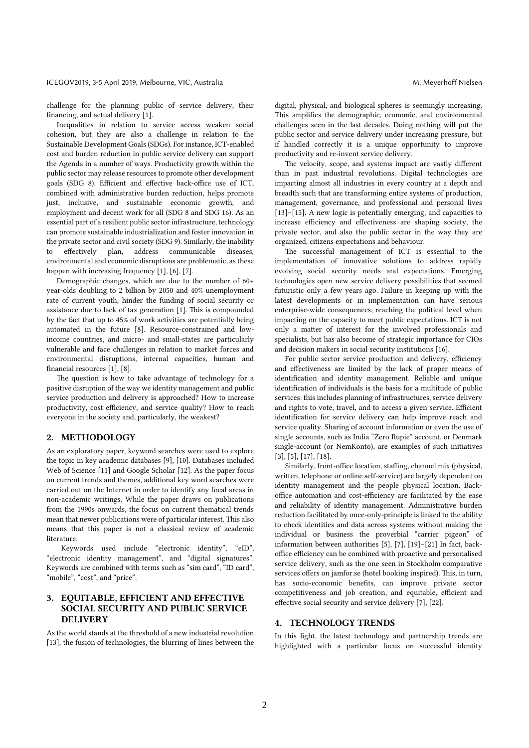challenge for the planning public of service delivery, their financing, and actual delivery [1].

Inequalities in relation to service access weaken social cohesion, but they are also a challenge in relation to the Sustainable Development Goals (SDGs). For instance, ICT-enabled cost and burden reduction in public service delivery can support the Agenda in a number of ways. Productivity growth within the public sector may release resources to promote other development goals (SDG 8). Efficient and effective back-office use of ICT, combined with administrative burden reduction, helps promote just, inclusive, and sustainable economic growth, and employment and decent work for all (SDG 8 and SDG 16). As an essential part of a resilient public sector infrastructure, technology can promote sustainable industrialization and foster innovation in the private sector and civil society (SDG 9). Similarly, the inability to effectively plan, address communicable diseases, environmental and economic disruptions are problematic, as these happen with increasing frequency [1], [6], [7].

Demographic changes, which are due to the number of 60+ year-olds doubling to 2 billion by 2050 and 40% unemployment rate of current youth, hinder the funding of social security or assistance due to lack of tax generation [1]. This is compounded by the fact that up to 45% of work activities are potentially being automated in the future [8]. Resource-constrained and low-income countries, and micro- and small-states are particularly vulnerable and face challenges in relation to market forces and environmental disruptions, internal capacities, human and financial resources [1], [8].

The question is how to take advantage of technology for a positive disruption of the way we identity management and public service production and delivery is approached? How to increase productivity, cost efficiency, and service quality? How to reach everyone in the society and, particularly, the weakest?

## 2. METHODOLOGY

As an exploratory paper, keyword searches were used to explore the topic in key academic databases [9], [10]. Databases included Web of Science [11] and Google Scholar [12]. As the paper focus on current trends and themes, additional key word searches were carried out on the Internet in order to identify any focal areas in non-academic writings. While the paper draws on publications from the 1990s onwards, the focus on current thematical trends mean that newer publications were of particular interest. This also means that this paper is not a classical review of academic literature.

Keywords used include "electronic identity", "eID", "electronic identity management", and "digital signatures". Keywords are combined with terms such as "sim card", "ID card", "mobile", "cost", and "price".

## 3. EQUITABLE, EFFICIENT AND EFFECTIVE SOCIAL SECURITY AND PUBLIC SERVICE DELIVERY

As the world stands at the threshold of a new industrial revolution [13], the fusion of technologies, the blurring of lines between the digital, physical, and biological spheres is seemingly increasing. This amplifies the demographic, economic, and environmental challenges seen in the last decades. Doing nothing will put the public sector and service delivery under increasing pressure, but if handled correctly it is a unique opportunity to improve productivity and re-invent service delivery.

The velocity, scope, and systems impact are vastly different than in past industrial revolutions. Digital technologies are impacting almost all industries in every country at a depth and breadth such that are transforming entire systems of production, management, governance, and professional and personal lives [13]–[15]. A new logic is potentially emerging, and capacities to increase efficiency and effectiveness are shaping society, the private sector, and also the public sector in the way they are organized, citizens expectations and behaviour.

The successful management of ICT is essential to the implementation of innovative solutions to address rapidly evolving social security needs and expectations. Emerging technologies open new service delivery possibilities that seemed futuristic only a few years ago. Failure in keeping up with the latest developments or in implementation can have serious enterprise-wide consequences, reaching the political level when impacting on the capacity to meet public expectations. ICT is not only a matter of interest for the involved professionals and specialists, but has also become of strategic importance for CIOs and decision makers in social security institutions [16].

For public sector service production and delivery, efficiency and effectiveness are limited by the lack of proper means of identification and identity management. Reliable and unique identification of individuals is the basis for a multitude of public services: this includes planning of infrastructures, service delivery and rights to vote, travel, and to access a given service. Efficient identification for service delivery can help improve reach and service quality. Sharing of account information or even the use of single accounts, such as India "Zero Rupie" account, or Denmark single-account (or NemKonto), are examples of such initiatives [3], [5], [17], [18].

Similarly, front-office location, staffing, channel mix (physical, written, telephone or online self-service) are largely dependent on identity management and the people physical location. Back-office automation and cost-efficiency are facilitated by the ease and reliability of identity management. Administrative burden reduction facilitated by once-only-principle is linked to the ability to check identities and data across systems without making the individual or business the proverbial "carrier pigeon" of information between authorities [5], [7], [19]–[21] In fact, back-office efficiency can be combined with proactive and personalised service delivery, such as the one seen in Stockholm comparative services offers on jamfor.se (hotel booking inspired). This, in turn, has socio-economic benefits, can improve private sector competitiveness and job creation, and equitable, efficient and effective social security and service delivery [7], [22].

## 4. TECHNOLOGY TRENDS

In this light, the latest technology and partnership trends are highlighted with a particular focus on successful identity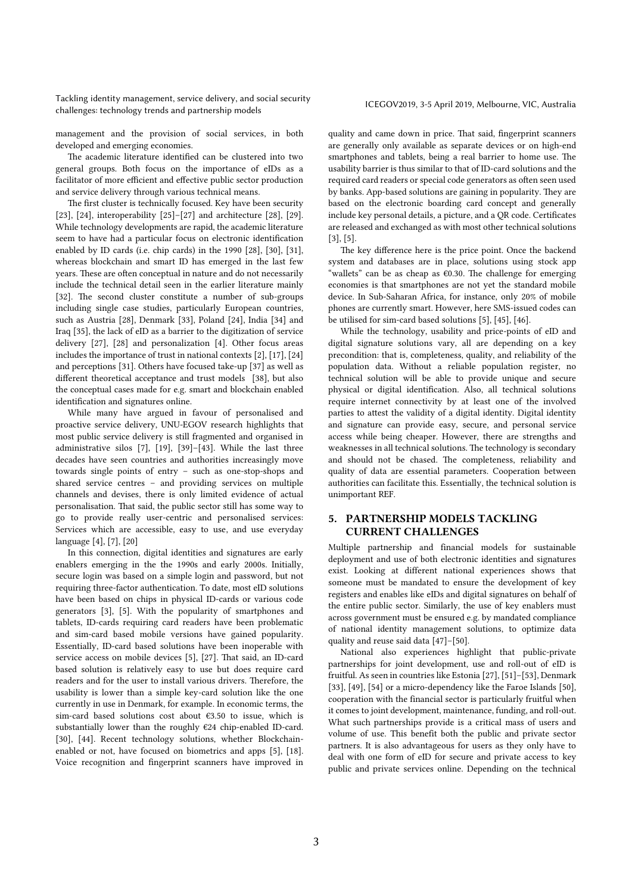management and the provision of social services, in both developed and emerging economies.

The academic literature identified can be clustered into two general groups. Both focus on the importance of eIDs as a facilitator of more efficient and effective public sector production and service delivery through various technical means.

The first cluster is technically focused. Key have been security [23], [24], interoperability [25]–[27] and architecture [28], [29]. While technology developments are rapid, the academic literature seem to have had a particular focus on electronic identification enabled by ID cards (i.e. chip cards) in the 1990 [28], [30], [31], whereas blockchain and smart ID has emerged in the last few years. These are often conceptual in nature and do not necessarily include the technical detail seen in the earlier literature mainly [32]. The second cluster constitute a number of sub-groups including single case studies, particularly European countries, such as Austria [28], Denmark [33], Poland [24], India [34] and Iraq [35], the lack of eID as a barrier to the digitization of service delivery [27], [28] and personalization [4]. Other focus areas includes the importance of trust in national contexts [2], [17], [24] and perceptions [31]. Others have focused take-up [37] as well as different theoretical acceptance and trust models [38], but also the conceptual cases made for e.g. smart and blockchain enabled identification and signatures online.

While many have argued in favour of personalised and proactive service delivery, UNU-EGOV research highlights that most public service delivery is still fragmented and organised in administrative silos [7], [19], [39]–[43]. While the last three decades have seen countries and authorities increasingly move towards single points of entry – such as one-stop-shops and shared service centres – and providing services on multiple channels and devises, there is only limited evidence of actual personalisation. That said, the public sector still has some way to go to provide really user-centric and personalised services: Services which are accessible, easy to use, and use everyday language [4], [7], [20]

In this connection, digital identities and signatures are early enablers emerging in the the 1990s and early 2000s. Initially, secure login was based on a simple login and password, but not requiring three-factor authentication. To date, most eID solutions have been based on chips in physical ID-cards or various code generators [3], [5]. With the popularity of smartphones and tablets, ID-cards requiring card readers have been problematic and sim-card based mobile versions have gained popularity. Essentially, ID-card based solutions have been inoperable with service access on mobile devices [5], [27]. That said, an ID-card based solution is relatively easy to use but does require card readers and for the user to install various drivers. Therefore, the usability is lower than a simple key-card solution like the one currently in use in Denmark, for example. In economic terms, the sim-card based solutions cost about €3.50 to issue, which is substantially lower than the roughly €24 chip-enabled ID-card. [30], [44]. Recent technology solutions, whether Blockchain-enabled or not, have focused on biometrics and apps [5], [18]. Voice recognition and fingerprint scanners have improved in quality and came down in price. That said, fingerprint scanners are generally only available as separate devices or on high-end smartphones and tablets, being a real barrier to home use. The usability barrier is thus similar to that of ID-card solutions and the required card readers or special code generators as often seen used by banks. App-based solutions are gaining in popularity. They are based on the electronic boarding card concept and generally include key personal details, a picture, and a QR code. Certificates are released and exchanged as with most other technical solutions [3], [5].

The key difference here is the price point. Once the backend system and databases are in place, solutions using stock app "wallets" can be as cheap as €0.30. The challenge for emerging economies is that smartphones are not yet the standard mobile device. In Sub-Saharan Africa, for instance, only 20% of mobile phones are currently smart. However, here SMS-issued codes can be utilised for sim-card based solutions [5], [45], [46].

While the technology, usability and price-points of eID and digital signature solutions vary, all are depending on a key precondition: that is, completeness, quality, and reliability of the population data. Without a reliable population register, no technical solution will be able to provide unique and secure physical or digital identification. Also, all technical solutions require internet connectivity by at least one of the involved parties to attest the validity of a digital identity. Digital identity and signature can provide easy, secure, and personal service access while being cheaper. However, there are strengths and weaknesses in all technical solutions. The technology is secondary and should not be chased. The completeness, reliability and quality of data are essential parameters. Cooperation between authorities can facilitate this. Essentially, the technical solution is unimportant REF.

## 5. PARTNERSHIP MODELS TACKLING CURRENT CHALLENGES

Multiple partnership and financial models for sustainable deployment and use of both electronic identities and signatures exist. Looking at different national experiences shows that someone must be mandated to ensure the development of key registers and enables like eIDs and digital signatures on behalf of the entire public sector. Similarly, the use of key enablers must across government must be ensured e.g. by mandated compliance of national identity management solutions, to optimize data quality and reuse said data [47]–[50].

National also experiences highlight that public-private partnerships for joint development, use and roll-out of eID is fruitful. As seen in countries like Estonia [27], [51]–[53], Denmark [33], [49], [54] or a micro-dependency like the Faroe Islands [50], cooperation with the financial sector is particularly fruitful when it comes to joint development, maintenance, funding, and roll-out. What such partnerships provide is a critical mass of users and volume of use. This benefit both the public and private sector partners. It is also advantageous for users as they only have to deal with one form of eID for secure and private access to key public and private services online. Depending on the technical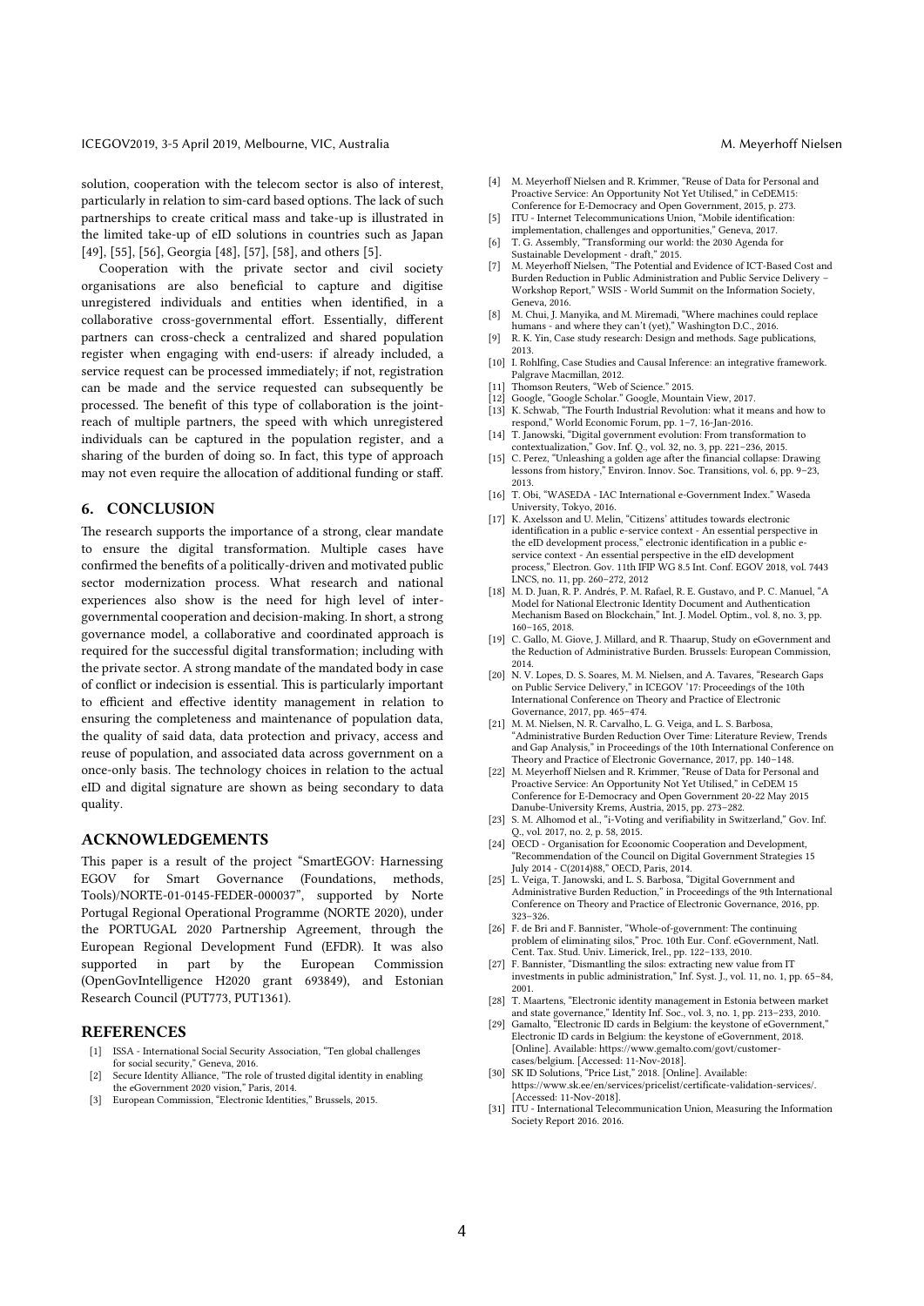solution, cooperation with the telecom sector is also of interest, particularly in relation to sim-card based options. The lack of such partnerships to create critical mass and take-up is illustrated in the limited take-up of eID solutions in countries such as Japan [49], [55], [56], Georgia [48], [57], [58], and others [5].

Cooperation with the private sector and civil society organisations are also beneficial to capture and digitise unregistered individuals and entities when identified, in a collaborative cross-governmental effort. Essentially, different partners can cross-check a centralized and shared population register when engaging with end-users: if already included, a service request can be processed immediately; if not, registration can be made and the service requested can subsequently be processed. The benefit of this type of collaboration is the joint-reach of multiple partners, the speed with which unregistered individuals can be captured in the population register, and a sharing of the burden of doing so. In fact, this type of approach may not even require the allocation of additional funding or staff.

## 6. CONCLUSION

The research supports the importance of a strong, clear mandate to ensure the digital transformation. Multiple cases have confirmed the benefits of a politically-driven and motivated public sector modernization process. What research and national experiences also show is the need for high level of inter-governmental cooperation and decision-making. In short, a strong governance model, a collaborative and coordinated approach is required for the successful digital transformation; including with the private sector. A strong mandate of the mandated body in case of conflict or indecision is essential. This is particularly important to efficient and effective identity management in relation to ensuring the completeness and maintenance of population data, the quality of said data, data protection and privacy, access and reuse of population, and associated data across government on a once-only basis. The technology choices in relation to the actual eID and digital signature are shown as being secondary to data quality.

## ACKNOWLEDGEMENTS

This paper is a result of the project "SmartEGOV: Harnessing EGOV for Smart Governance (Foundations, methods, Tools)/NORTE-01-0145-FEDER-000037", supported by Norte Portugal Regional Operational Programme (NORTE 2020), under the PORTUGAL 2020 Partnership Agreement, through the European Regional Development Fund (EFDR). It was also supported in part by the European Commission (OpenGovIntelligence H2020 grant 693849), and Estonian Research Council (PUT773, PUT1361).

## REFERENCES

- [1] ISSA - International Social Security Association, "Ten global challenges for social security," Geneva, 2016.
- [2] Secure Identity Alliance, "The role of trusted digital identity in enabling the eGovernment 2020 vision," Paris, 2014.
- [3] European Commission, "Electronic Identities," Brussels, 2015.
- [4] M. Meyerhoff Nielsen and R. Krimmer, "Reuse of Data for Personal and Proactive Service: An Opportunity Not Yet Utilised," in CeDEM15: Conference for E-Democracy and Open Government, 2015, p. 273.
- [5] ITU - Internet Telecommunications Union, "Mobile identification: implementation, challenges and opportunities," Geneva, 2017.
- [6] T. G. Assembly, "Transforming our world: the 2030 Agenda for Sustainable Development - draft," 2015.
- [7] M. Meyerhoff Nielsen, "The Potential and Evidence of ICT-Based Cost and Burden Reduction in Public Administration and Public Service Delivery – Workshop Report," WSIS - World Summit on the Information Society, Geneva, 2016.
- [8] M. Chui, J. Manyika, and M. Miremadi, "Where machines could replace humans - and where they can't (yet)," Washington D.C., 2016.
- [9] R. K. Yin, Case study research: Design and methods. Sage publications, 2013.
- [10] I. Rohlfing, Case Studies and Causal Inference: an integrative framework. Palgrave Macmillan, 2012.
- [11] Thomson Reuters, "Web of Science." 2015.
- [12] Google, "Google Scholar." Google, Mountain View, 2017.
- [13] K. Schwab, "The Fourth Industrial Revolution: what it means and how to respond," World Economic Forum, pp. 1–7, 16-Jan-2016.
- [14] T. Janowski, "Digital government evolution: From transformation to contextualization," Gov. Inf. Q., vol. 32, no. 3, pp. 221–236, 2015.
- [15] C. Perez, "Unleashing a golden age after the financial collapse: Drawing lessons from history," Environ. Innov. Soc. Transitions, vol. 6, pp. 9–23, 2013.
- [16] T. Obi, "WASEDA - IAC International e-Government Index." Waseda University, Tokyo, 2016.
- [17] K. Axelsson and U. Melin, "Citizens' attitudes towards electronic identification in a public e-service context - An essential perspective in the eID development process," electronic identification in a public e-service context - An essential perspective in the eID development process," Electron. Gov. 11th IFIP WG 8.5 Int. Conf. EGOV 2018, vol. 7443 LNCS, no. 11, pp. 260–272, 2012
- [18] M. D. Juan, R. P. Andrés, P. M. Rafael, R. E. Gustavo, and P. C. Manuel, "A Model for National Electronic Identity Document and Authentication Mechanism Based on Blockchain," Int. J. Model. Optim., vol. 8, no. 3, pp. 160–165, 2018.
- [19] C. Gallo, M. Giove, J. Millard, and R. Thaarup, Study on eGovernment and the Reduction of Administrative Burden. Brussels: European Commission, 2014.
- [20] N. V. Lopes, D. S. Soares, M. M. Nielsen, and A. Tavares, "Research Gaps on Public Service Delivery," in ICEGOV '17: Proceedings of the 10th International Conference on Theory and Practice of Electronic Governance, 2017, pp. 465–474.
- [21] M. M. Nielsen, N. R. Carvalho, L. G. Veiga, and L. S. Barbosa, "Administrative Burden Reduction Over Time: Literature Review, Trends and Gap Analysis," in Proceedings of the 10th International Conference on Theory and Practice of Electronic Governance, 2017, pp. 140–148.
- [22] M. Meyerhoff Nielsen and R. Krimmer, "Reuse of Data for Personal and Proactive Service: An Opportunity Not Yet Utilised," in CeDEM 15 Conference for E-Democracy and Open Government 20-22 May 2015 Danube-University Krems, Austria, 2015, pp. 273–282.
- [23] S. M. Alhomod et al., "i-Voting and verifiability in Switzerland," Gov. Inf. Q., vol. 2017, no. 2, p. 58, 2015.
- [24] OECD - Organisation for Ecoonomic Cooperation and Development, "Recommendation of the Council on Digital Government Strategies 15 July 2014 - C(2014)88," OECD, Paris, 2014.
- [25] L. Veiga, T. Janowski, and L. S. Barbosa, "Digital Government and Administrative Burden Reduction," in Proceedings of the 9th International Conference on Theory and Practice of Electronic Governance, 2016, pp. 323–326.
- [26] F. de Bri and F. Bannister, "Whole-of-government: The continuing problem of eliminating silos," Proc. 10th Eur. Conf. eGovernment, Natl. Cent. Tax. Stud. Univ. Limerick, Irel., pp. 122–133, 2010.
- [27] F. Bannister, "Dismantling the silos: extracting new value from IT investments in public administration," Inf. Syst. J., vol. 11, no. 1, pp. 65–84, 2001.
- [28] T. Maartens, "Electronic identity management in Estonia between market and state governance," Identity Inf. Soc., vol. 3, no. 1, pp. 213–233, 2010.
- [29] Gamalto, "Electronic ID cards in Belgium: the keystone of eGovernment," Electronic ID cards in Belgium: the keystone of eGovernment, 2018. [Online]. Available: https://www.gemalto.com/govt/customer-cases/belgium. [Accessed: 11-Nov-2018].
- [30] SK ID Solutions, "Price List," 2018. [Online]. Available: https://www.sk.ee/en/services/pricelist/certificate-validation-services/. [Accessed: 11-Nov-2018].
- [31] ITU - International Telecommunication Union, Measuring the Information Society Report 2016. 2016.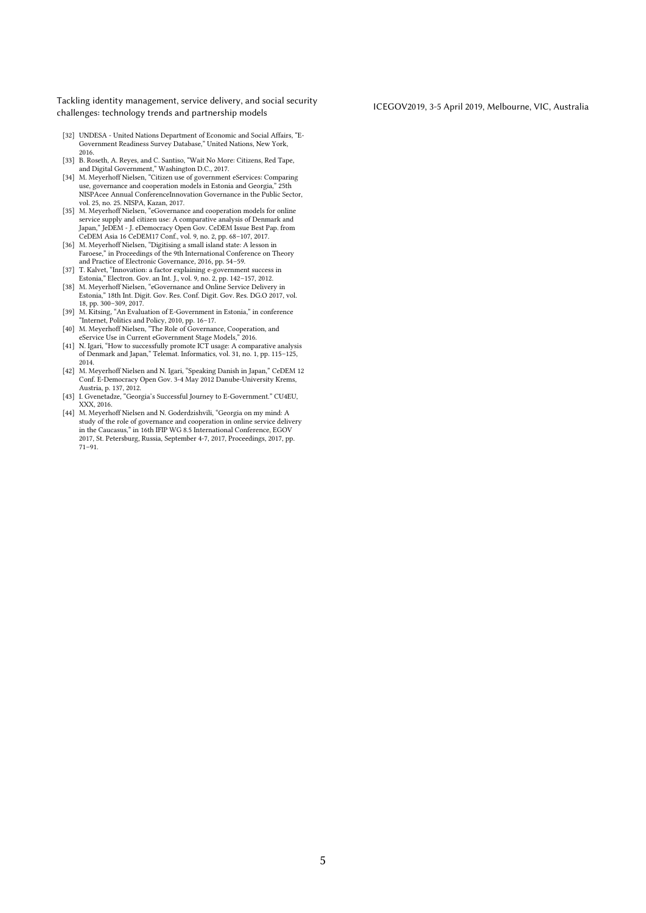[32] UNDESA - United Nations Department of Economic and Social Affairs, "E-Government Readiness Survey Database," United Nations, New York, 2016.

[33] B. Roseth, A. Reyes, and C. Santiso, "Wait No More: Citizens, Red Tape, and Digital Government," Washington D.C., 2017.

[34] M. Meyerhoff Nielsen, "Citizen use of government eServices: Comparing use, governance and cooperation models in Estonia and Georgia," 25th NISPAcee Annual ConferenceInnovation Governance in the Public Sector, vol. 25, no. 25. NISPA, Kazan, 2017.

[35] M. Meyerhoff Nielsen, "eGovernance and cooperation models for online service supply and citizen use: A comparative analysis of Denmark and Japan," JeDEM - J. eDemocracy Open Gov. CeDEM Issue Best Pap. from CeDEM Asia 16 CeDEM17 Conf., vol. 9, no. 2, pp. 68–107, 2017.

[36] M. Meyerhoff Nielsen, "Digitising a small island state: A lesson in Faroese," in Proceedings of the 9th International Conference on Theory and Practice of Electronic Governance, 2016, pp. 54–59.

[37] T. Kalvet, "Innovation: a factor explaining e-government success in Estonia," Electron. Gov. an Int. J., vol. 9, no. 2, pp. 142–157, 2012.

[38] M. Meyerhoff Nielsen, "eGovernance and Online Service Delivery in Estonia," 18th Int. Digit. Gov. Res. Conf. Digit. Gov. Res. DG.O 2017, vol. 18, pp. 300–309, 2017.

[39] M. Kitsing, "An Evaluation of E-Government in Estonia," in conference "Internet, Politics and Policy, 2010, pp. 16–17.

[40] M. Meyerhoff Nielsen, "The Role of Governance, Cooperation, and eService Use in Current eGovernment Stage Models," 2016.

[41] N. Igari, "How to successfully promote ICT usage: A comparative analysis of Denmark and Japan," Telemat. Informatics, vol. 31, no. 1, pp. 115–125, 2014.

[42] M. Meyerhoff Nielsen and N. Igari, "Speaking Danish in Japan," CeDEM 12 Conf. E-Democracy Open Gov. 3-4 May 2012 Danube-University Krems, Austria, p. 137, 2012.

[43] I. Gvenetadze, "Georgia's Successful Journey to E-Government." CU4EU, XXX, 2016.

[44] M. Meyerhoff Nielsen and N. Goderdzishvili, "Georgia on my mind: A study of the role of governance and cooperation in online service delivery in the Caucasus," in 16th IFIP WG 8.5 International Conference, EGOV 2017, St. Petersburg, Russia, September 4-7, 2017, Proceedings, 2017, pp. 71–91.